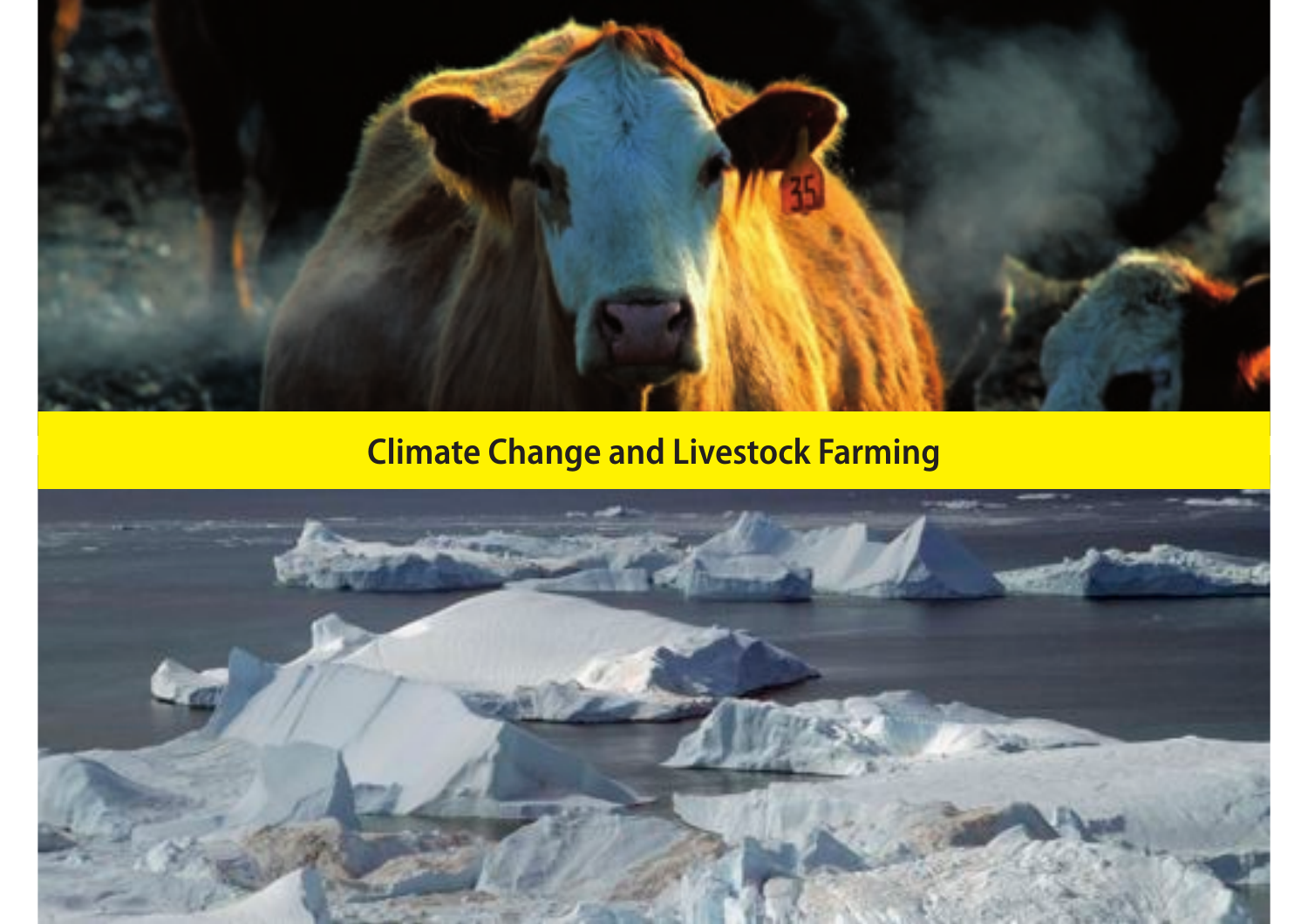# Climate Change and Livestock Farming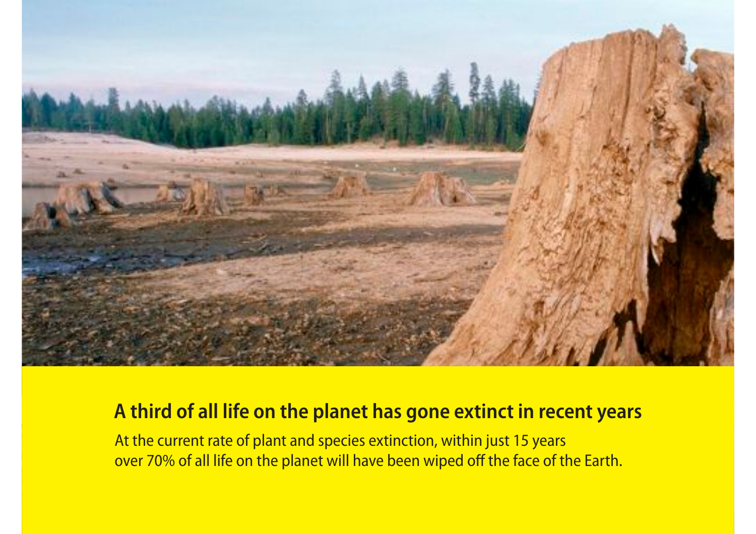## A third of all life on the planet has gone extinct in recent years

At the current rate of plant and species extinction, within just 15 years over 70% of all life on the planet will have been wiped off the face of the Earth.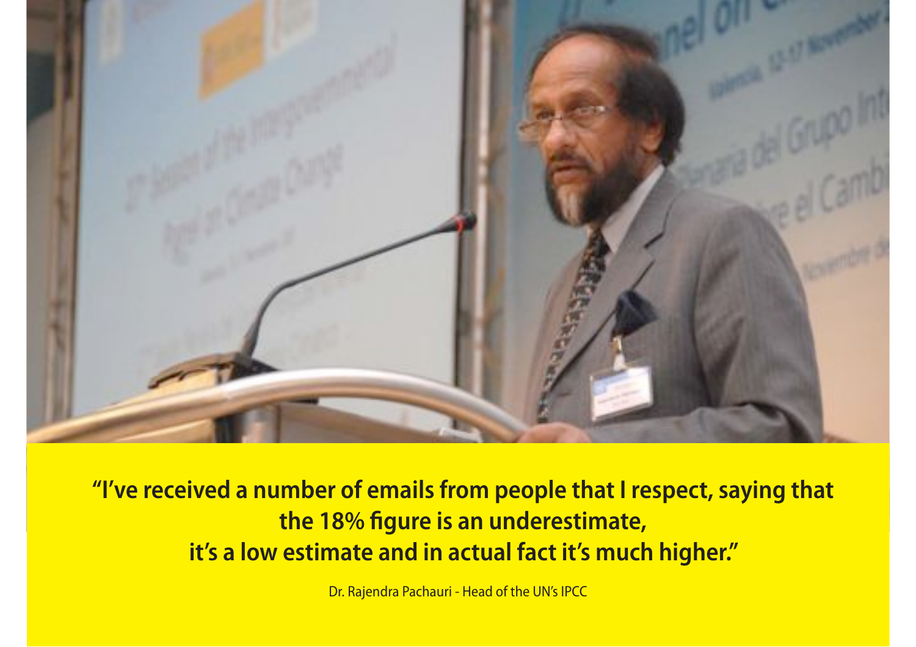**“I’ve received a number of emails from people that I respect, saying that the 18% figure is an underestimate, it’s a low estimate and in actual fact it’s much higher.”**

Dr. Rajendra Pachauri - Head of the UN’s IPCC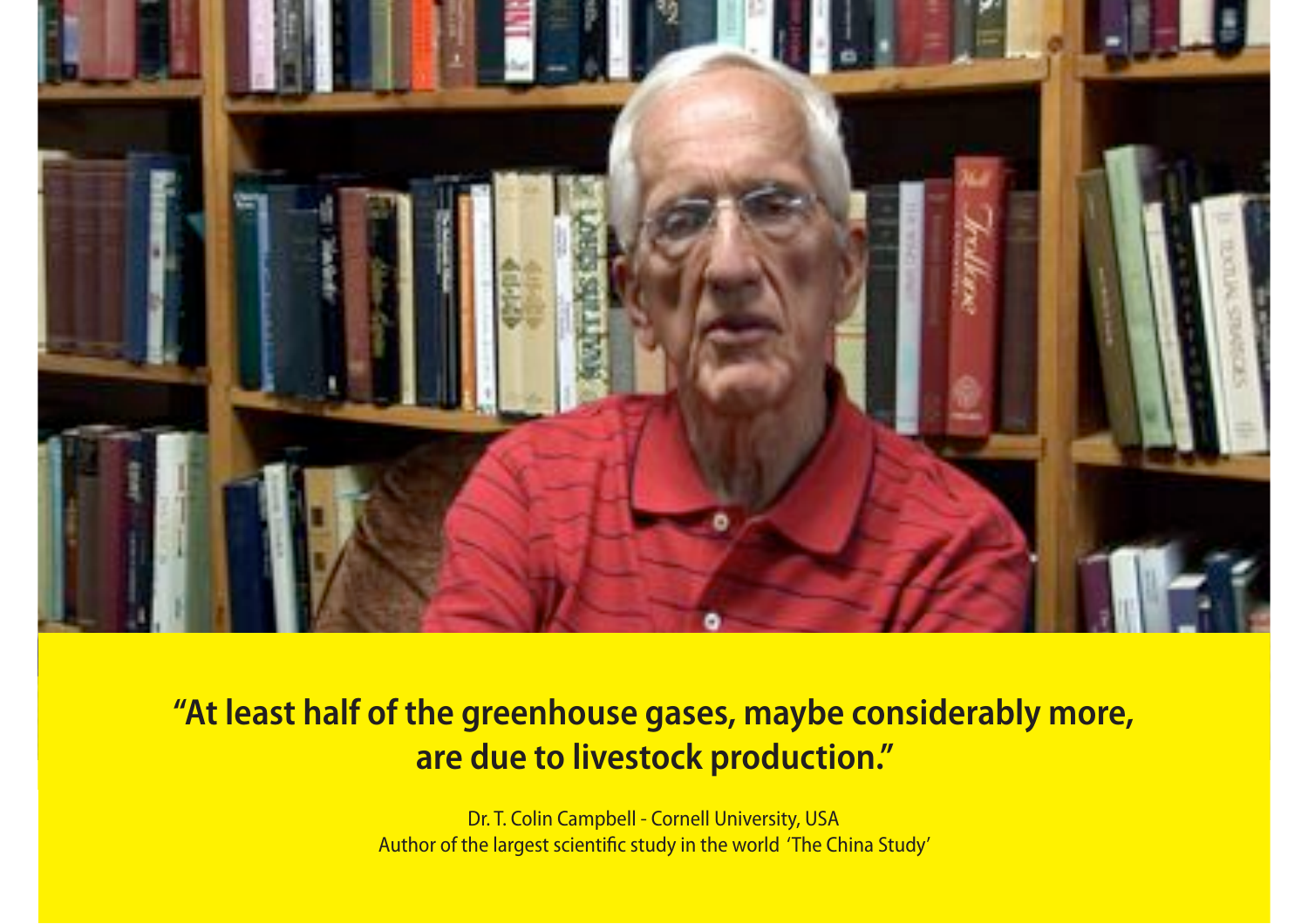**"At least half of the greenhouse gases, maybe considerably more, are due to livestock production."**

Dr. T. Colin Campbell - Cornell University, USA
Author of the largest scientific study in the world 'The China Study'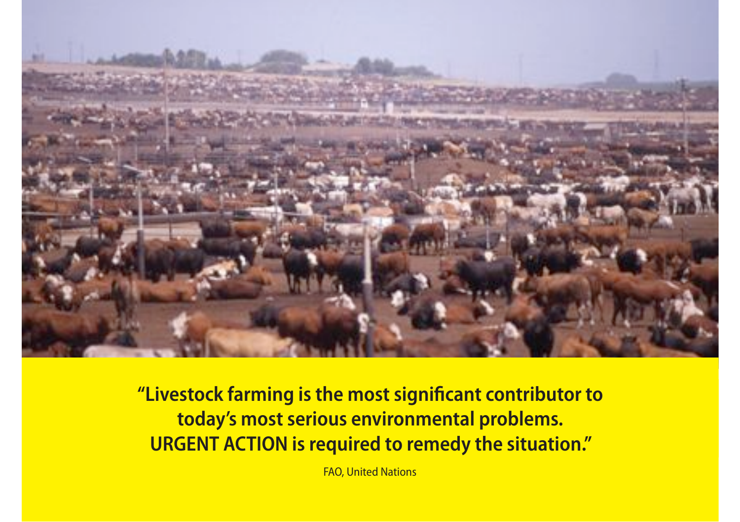**"Livestock farming is the most significant contributor to today's most serious environmental problems. URGENT ACTION is required to remedy the situation."**

FAO, United Nations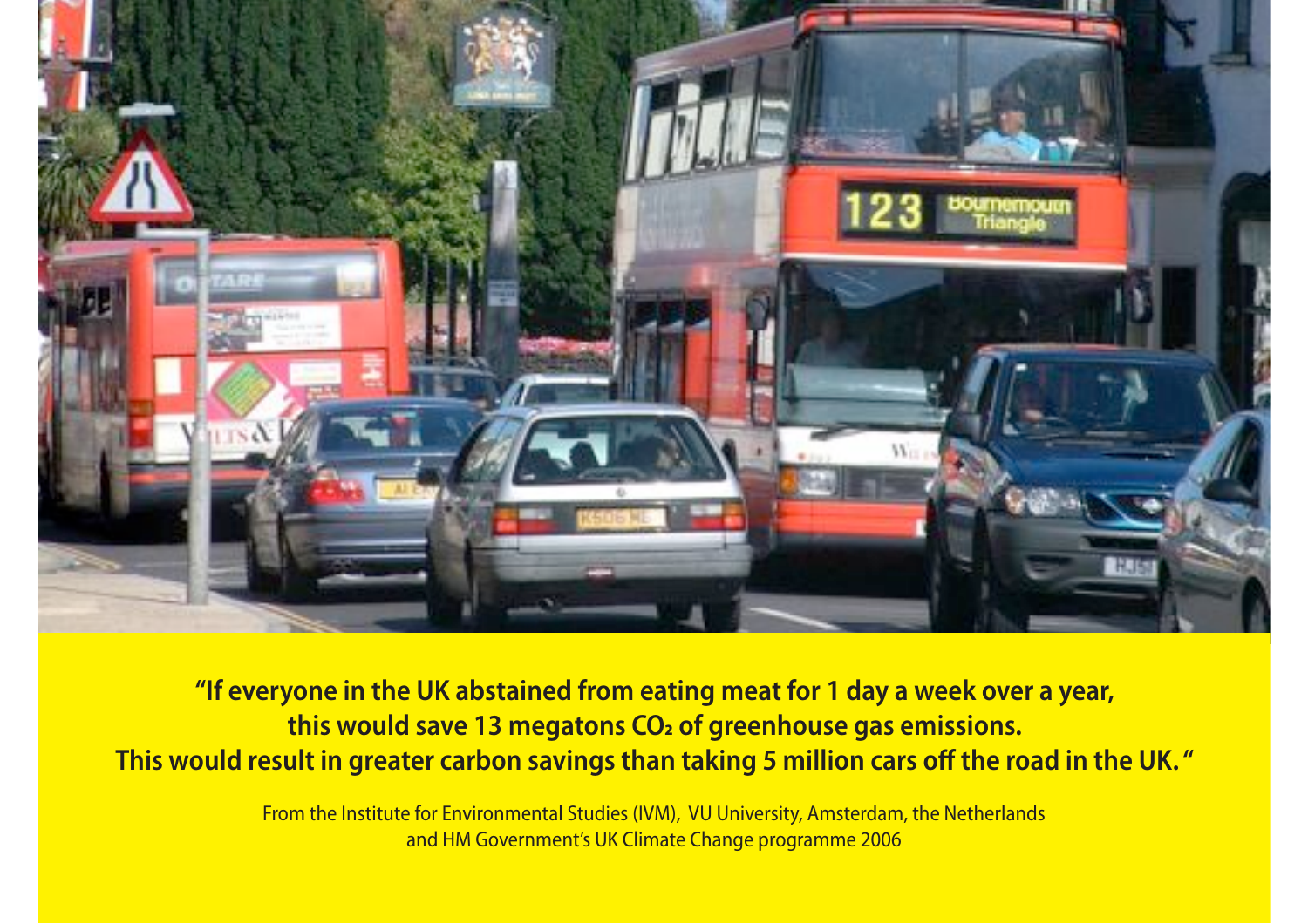**“If everyone in the UK abstained from eating meat for 1 day a week over a year, this would save 13 megatons $CO_2$ of greenhouse gas emissions. This would result in greater carbon savings than taking 5 million cars off the road in the UK.”**

From the Institute for Environmental Studies (IVM), VU University, Amsterdam, the Netherlands and HM Government’s UK Climate Change programme 2006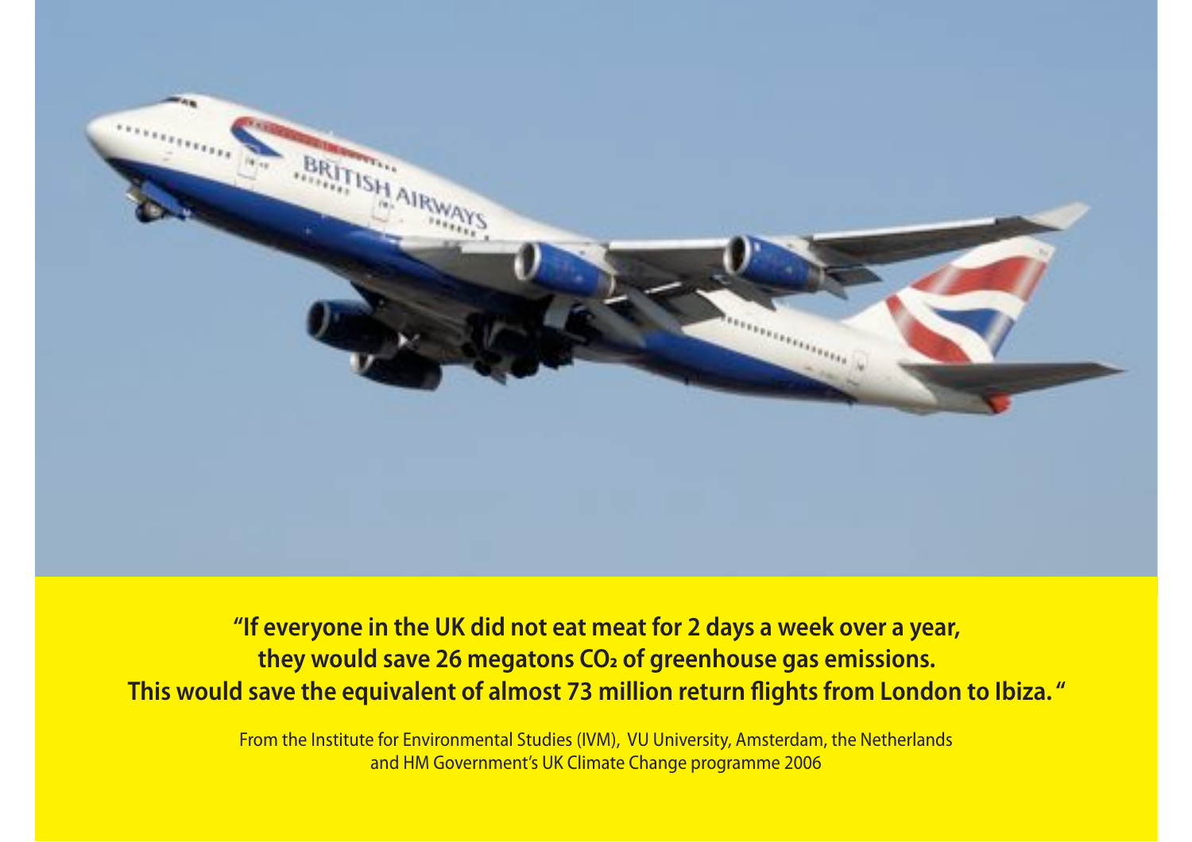**"If everyone in the UK did not eat meat for 2 days a week over a year, they would save 26 megatons $CO_2$ of greenhouse gas emissions. This would save the equivalent of almost 73 million return flights from London to Ibiza."**

From the Institute for Environmental Studies (IVM), VU University, Amsterdam, the Netherlands and HM Government's UK Climate Change programme 2006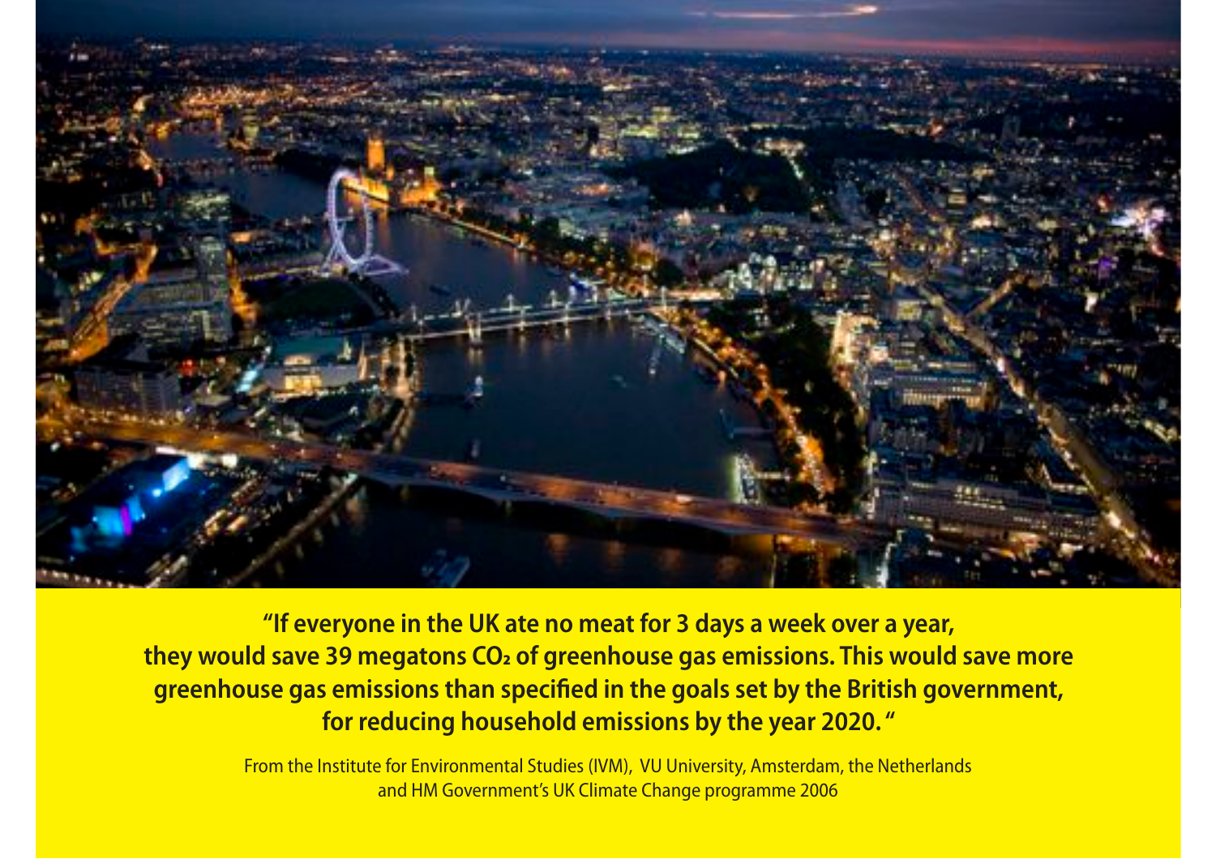**"If everyone in the UK ate no meat for 3 days a week over a year, they would save 39 megatons $CO_2$ of greenhouse gas emissions. This would save more greenhouse gas emissions than specified in the goals set by the British government, for reducing household emissions by the year 2020. "**

From the Institute for Environmental Studies (IVM), VU University, Amsterdam, the Netherlands and HM Government's UK Climate Change programme 2006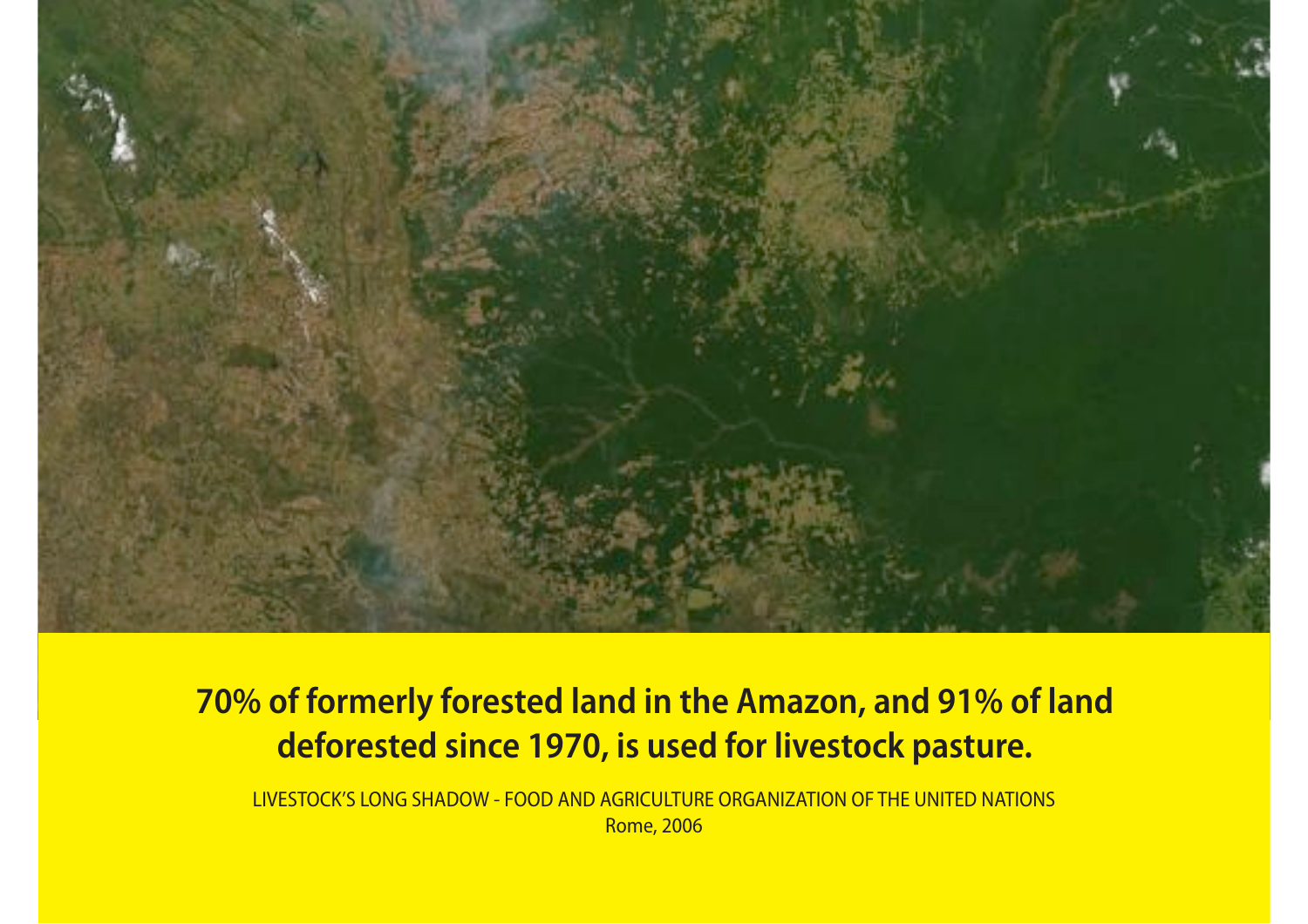**70% of formerly forested land in the Amazon, and 91% of land deforested since 1970, is used for livestock pasture.**

LIVESTOCK'S LONG SHADOW - FOOD AND AGRICULTURE ORGANIZATION OF THE UNITED NATIONS
Rome, 2006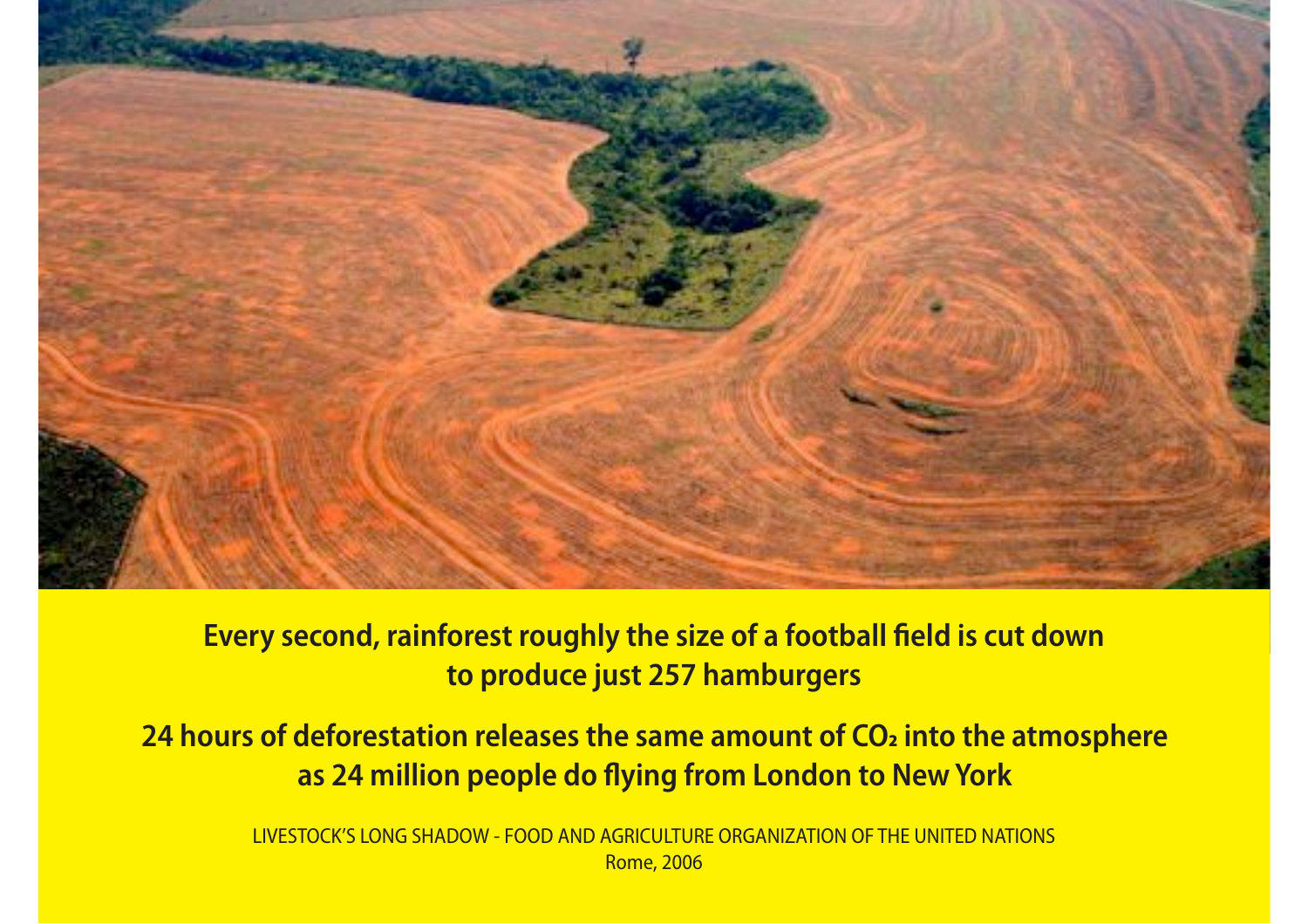**Every second, rainforest roughly the size of a football field is cut down to produce just 257 hamburgers**

**24 hours of deforestation releases the same amount of $CO_2$ into the atmosphere as 24 million people do flying from London to New York**

LIVESTOCK'S LONG SHADOW - FOOD AND AGRICULTURE ORGANIZATION OF THE UNITED NATIONS
Rome, 2006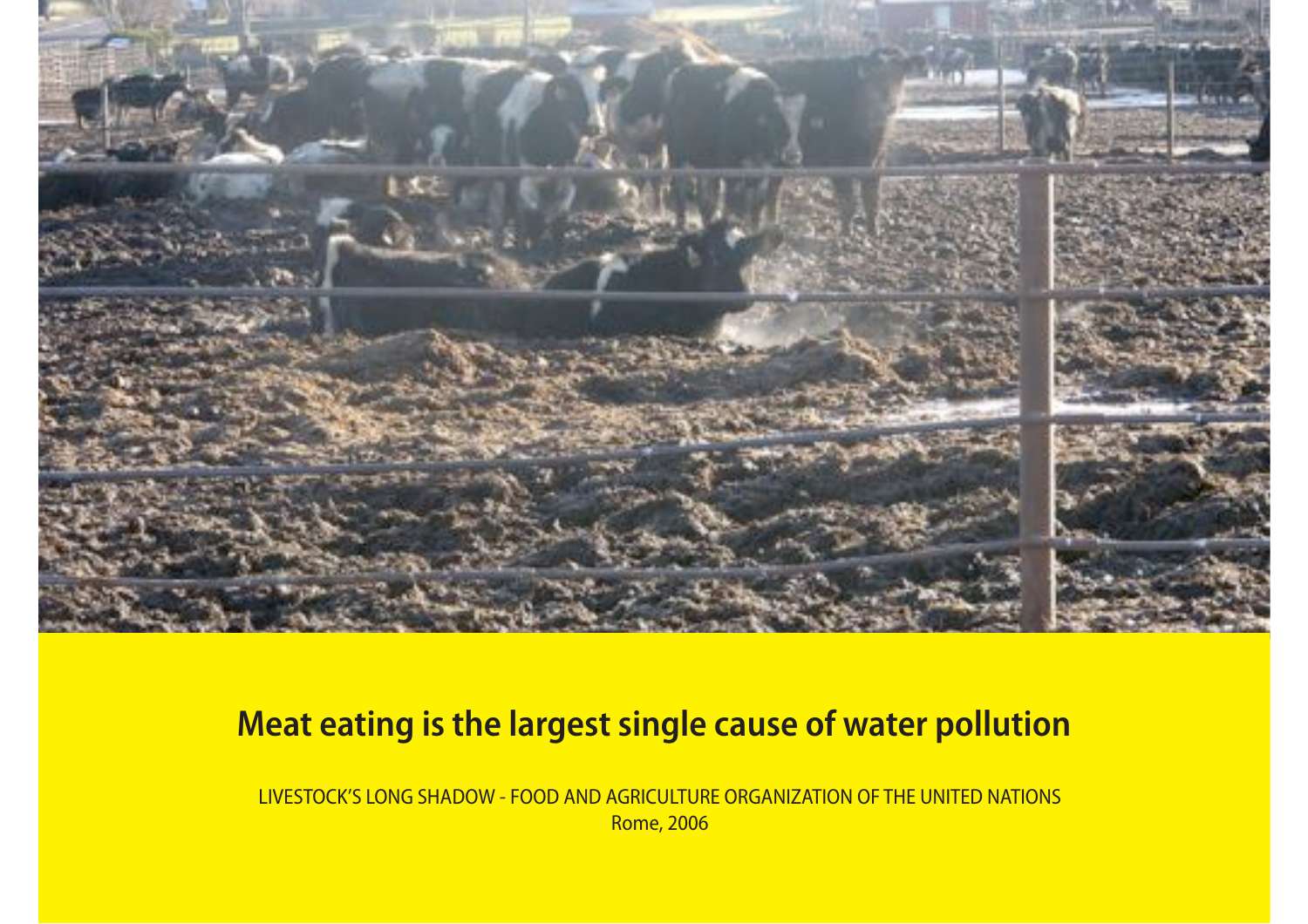**Meat eating is the largest single cause of water pollution**

LIVESTOCK'S LONG SHADOW - FOOD AND AGRICULTURE ORGANIZATION OF THE UNITED NATIONS
Rome, 2006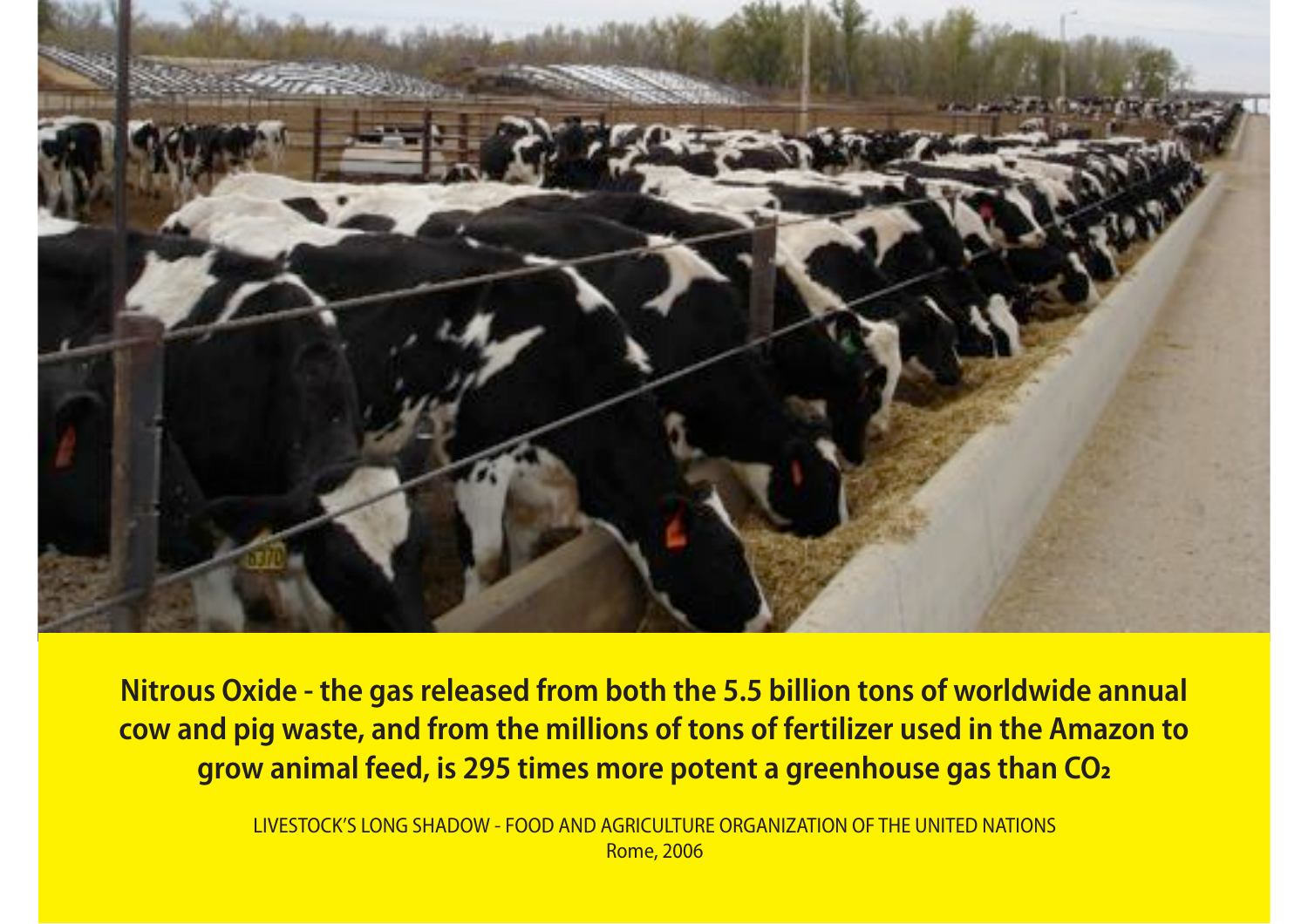**Nitrous Oxide - the gas released from both the 5.5 billion tons of worldwide annual cow and pig waste, and from the millions of tons of fertilizer used in the Amazon to grow animal feed, is 295 times more potent a greenhouse gas than $CO_2$**

LIVESTOCK'S LONG SHADOW - FOOD AND AGRICULTURE ORGANIZATION OF THE UNITED NATIONS
Rome, 2006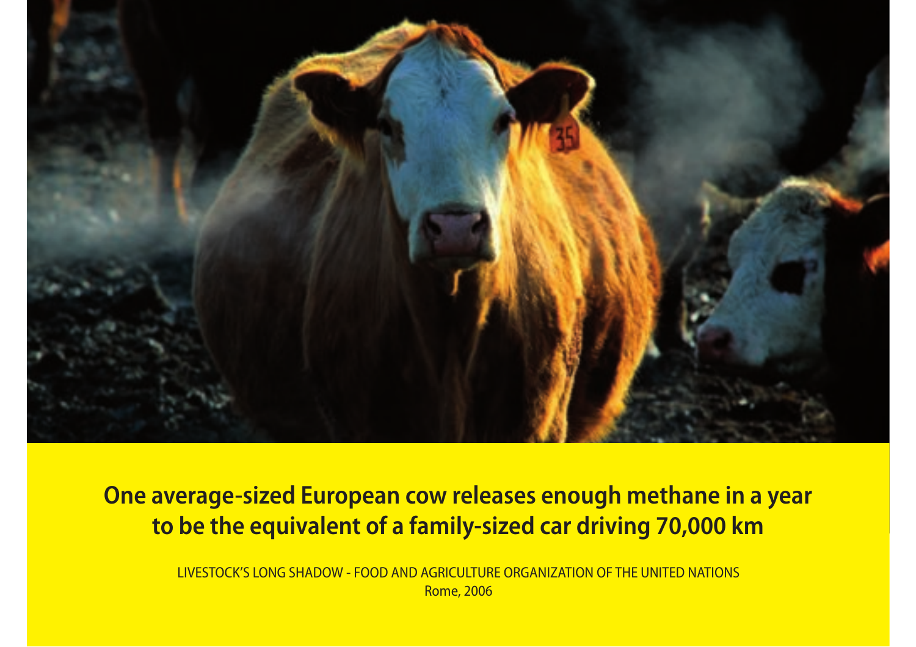**One average-sized European cow releases enough methane in a year to be the equivalent of a family-sized car driving 70,000 km**

LIVESTOCK'S LONG SHADOW - FOOD AND AGRICULTURE ORGANIZATION OF THE UNITED NATIONS
Rome, 2006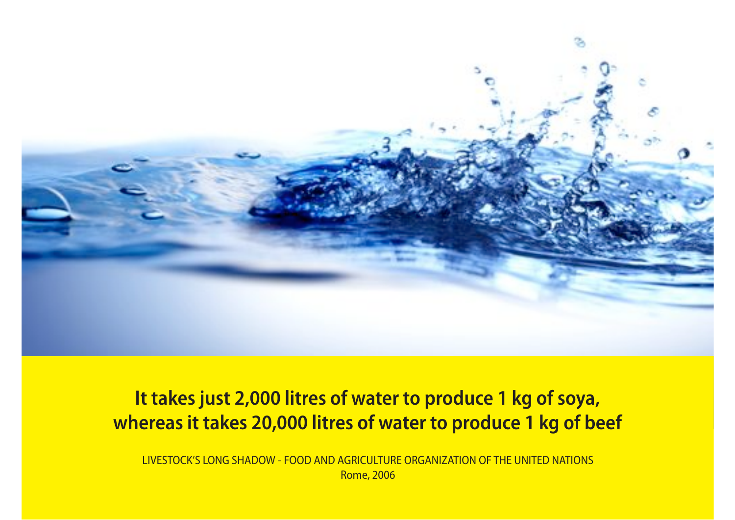**It takes just 2,000 litres of water to produce 1 kg of soya, whereas it takes 20,000 litres of water to produce 1 kg of beef**

LIVESTOCK'S LONG SHADOW - FOOD AND AGRICULTURE ORGANIZATION OF THE UNITED NATIONS
Rome, 2006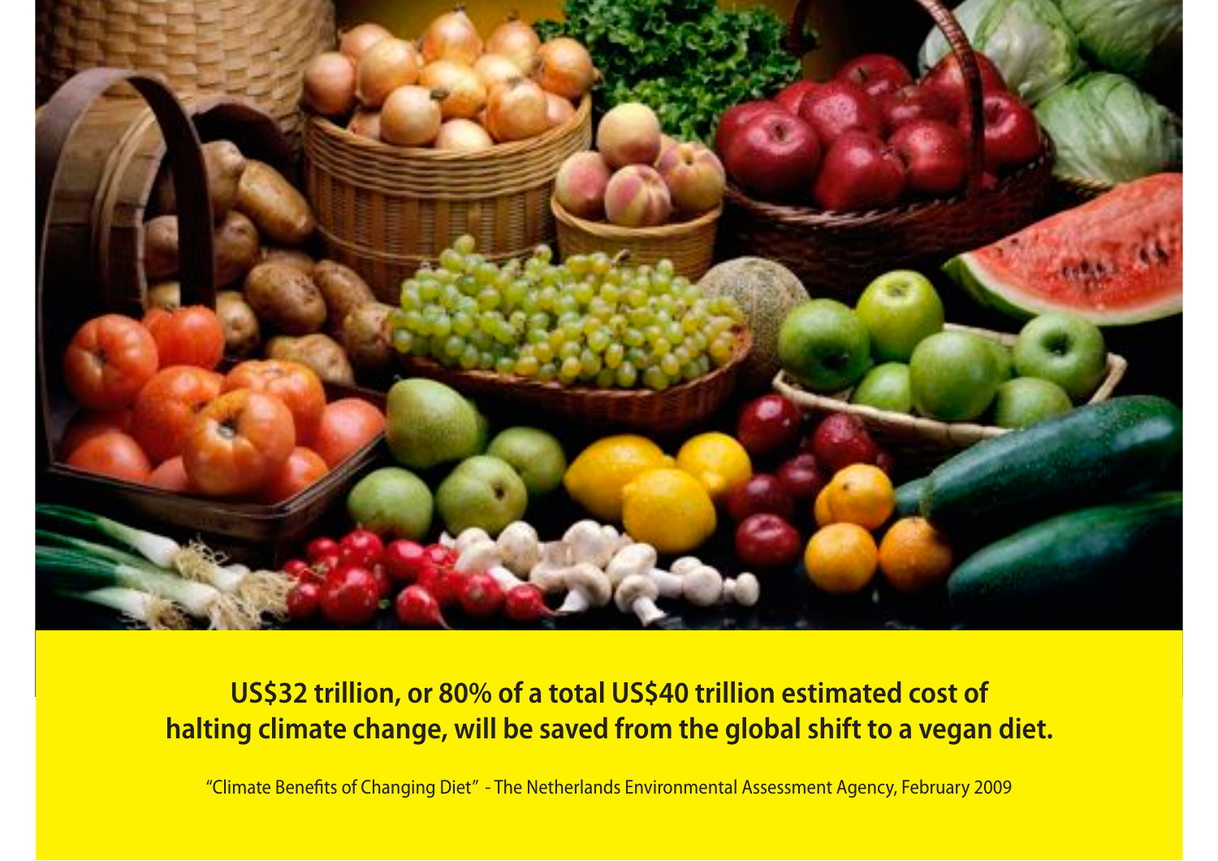**US$32 trillion, or 80% of a total US$40 trillion estimated cost of halting climate change, will be saved from the global shift to a vegan diet.**

"Climate Benefits of Changing Diet" - The Netherlands Environmental Assessment Agency, February 2009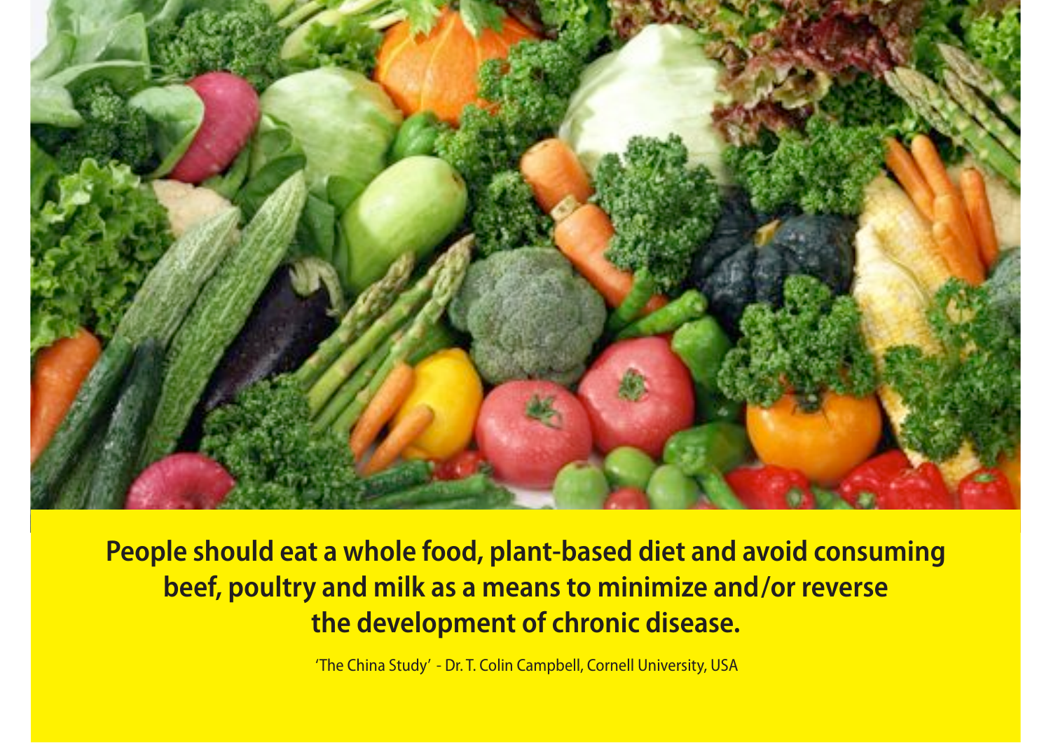**People should eat a whole food, plant-based diet and avoid consuming beef, poultry and milk as a means to minimize and/or reverse the development of chronic disease.**

'The China Study' - Dr. T. Colin Campbell, Cornell University, USA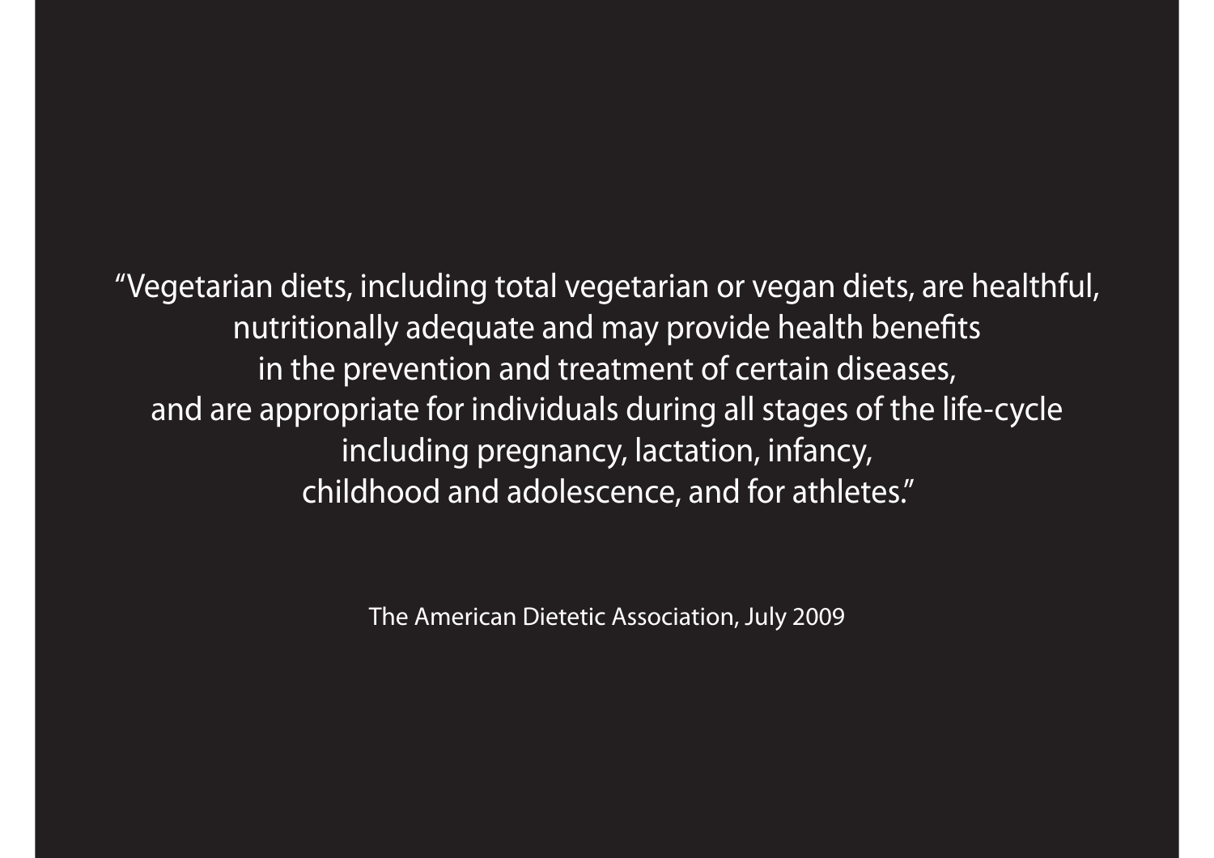"Vegetarian diets, including total vegetarian or vegan diets, are healthful, nutritionally adequate and may provide health benefits in the prevention and treatment of certain diseases, and are appropriate for individuals during all stages of the life-cycle including pregnancy, lactation, infancy, childhood and adolescence, and for athletes."

The American Dietetic Association, July 2009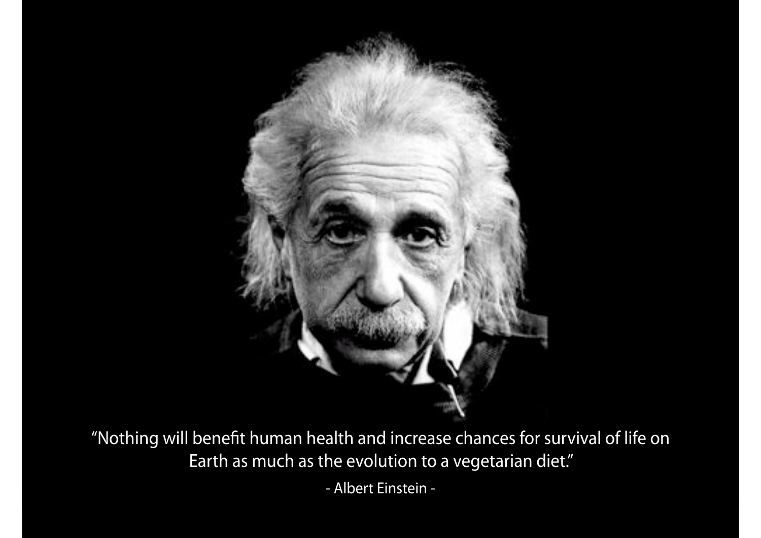"Nothing will benefit human health and increase chances for survival of life on Earth as much as the evolution to a vegetarian diet."

- Albert Einstein -